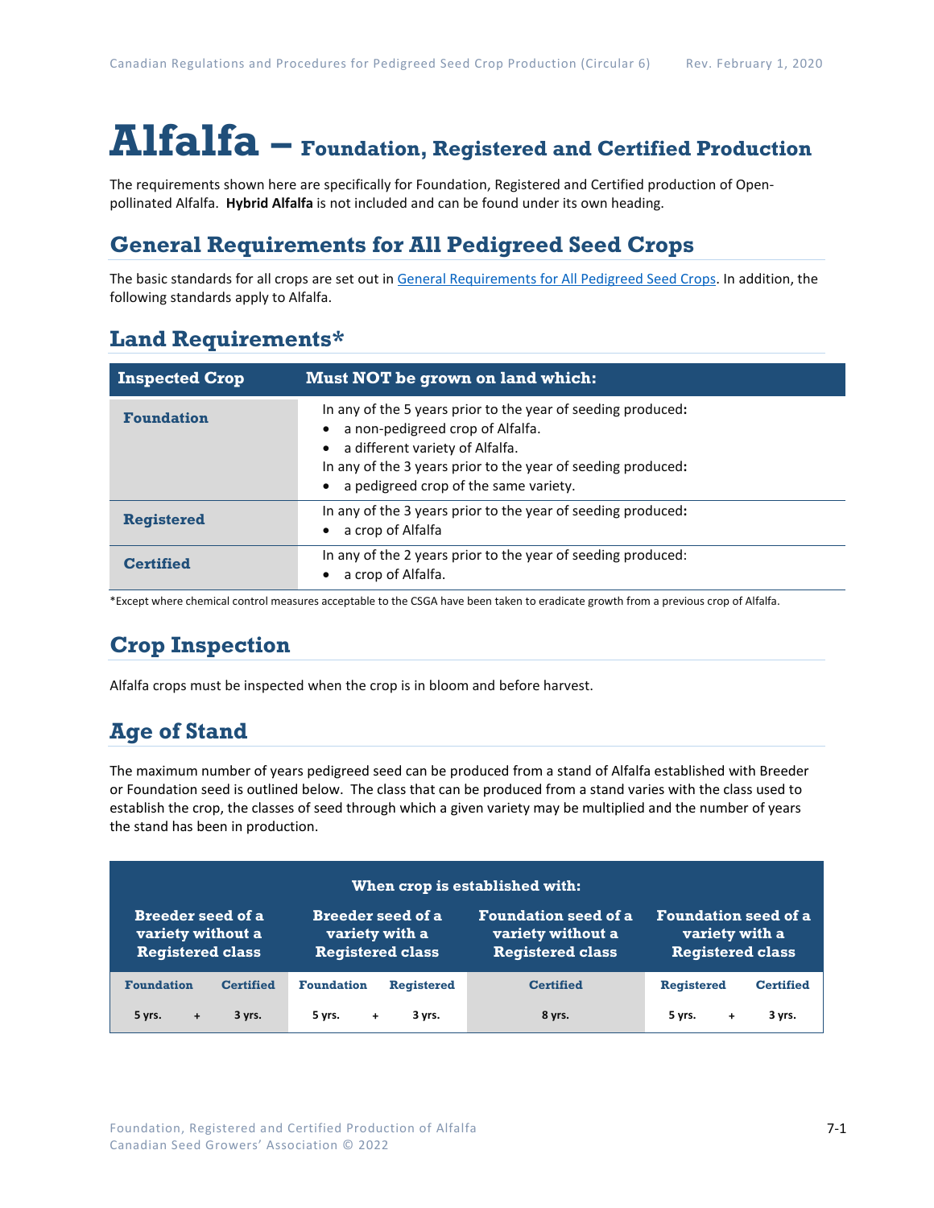# Alfalfa – Foundation, Registered and Certified Production

The requirements shown here are specifically for Foundation, Registered and Certified production of Open-pollinated Alfalfa. **Hybrid Alfalfa** is not included and can be found under its own heading.

## General Requirements for All Pedigreed Seed Crops

The basic standards for all crops are set out in General Requirements for All Pedigreed Seed Crops. In addition, the following standards apply to Alfalfa.

## Land Requirements*

| Inspected Crop | Must NOT be grown on land which: |
|---|---|
| **Foundation** | In any of the 5 years prior to the year of seeding produced**:**<br>• a non-pedigreed crop of Alfalfa.<br>• a different variety of Alfalfa.<br>In any of the 3 years prior to the year of seeding produced**:**<br>• a pedigreed crop of the same variety. |
| **Registered** | In any of the 3 years prior to the year of seeding produced**:**<br>• a crop of Alfalfa |
| **Certified** | In any of the 2 years prior to the year of seeding produced:<br>• a crop of Alfalfa. |

*Except where chemical control measures acceptable to the CSGA have been taken to eradicate growth from a previous crop of Alfalfa.

## Crop Inspection

Alfalfa crops must be inspected when the crop is in bloom and before harvest.

## Age of Stand

The maximum number of years pedigreed seed can be produced from a stand of Alfalfa established with Breeder or Foundation seed is outlined below. The class that can be produced from a stand varies with the class used to establish the crop, the classes of seed through which a given variety may be multiplied and the number of years the stand has been in production.

| When crop is established with: | | | | | | | |
|---|---|---|---|---|---|---|---|
| **Breeder seed of a variety without a Registered class** | | **Breeder seed of a variety with a Registered class** | | **Foundation seed of a variety without a Registered class** | **Foundation seed of a variety with a Registered class** | | |
| **Foundation** | **Certified** | **Foundation** | **Registered** | **Certified** | **Registered** | **Certified** | |
| 5 yrs. + | 3 yrs. | 5 yrs. + | 3 yrs. | 8 yrs. | 5 yrs. + | 3 yrs. | |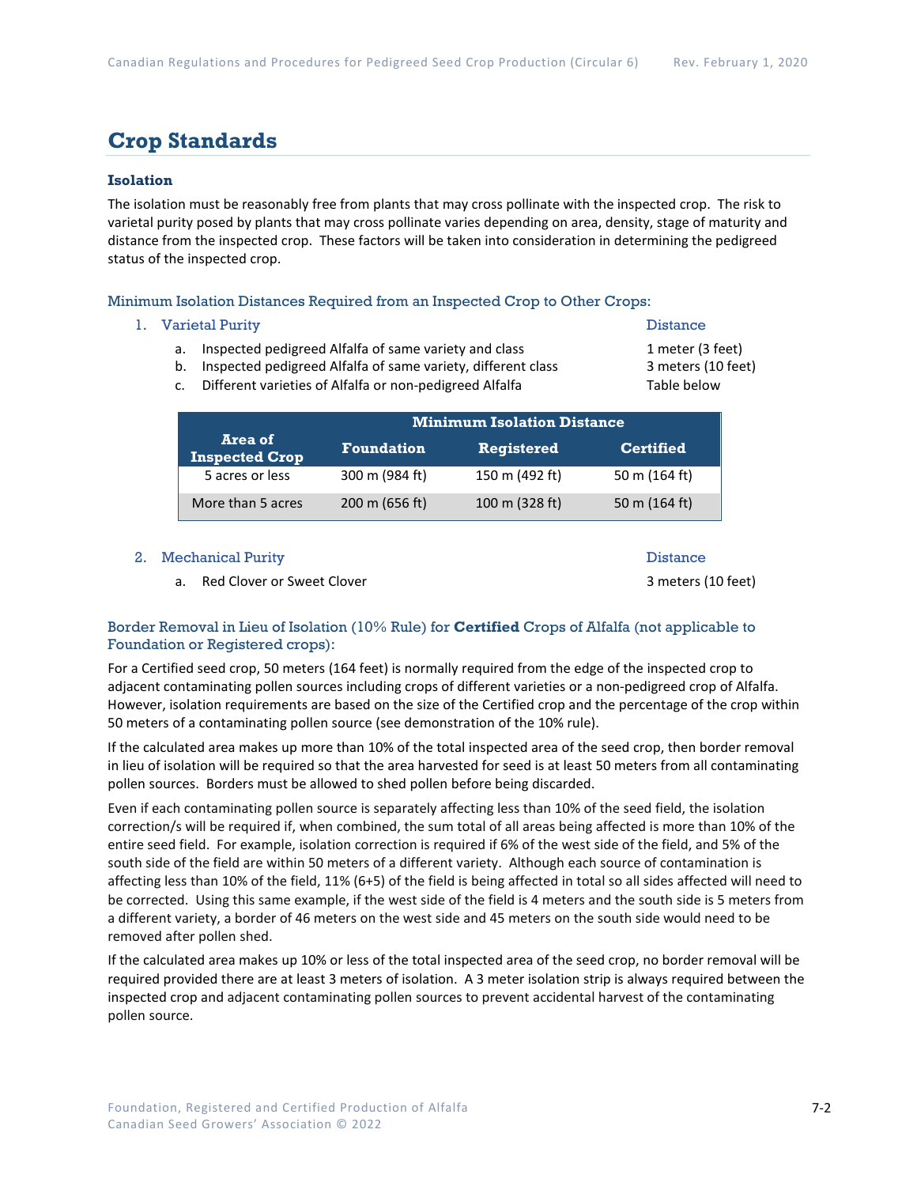# Crop Standards

### Isolation

The isolation must be reasonably free from plants that may cross pollinate with the inspected crop. The risk to varietal purity posed by plants that may cross pollinate varies depending on area, density, stage of maturity and distance from the inspected crop. These factors will be taken into consideration in determining the pedigreed status of the inspected crop.

#### Minimum Isolation Distances Required from an Inspected Crop to Other Crops:

1. Varietal Purity — Distance
   a. Inspected pedigreed Alfalfa of same variety and class — 1 meter (3 feet)
   b. Inspected pedigreed Alfalfa of same variety, different class — 3 meters (10 feet)
   c. Different varieties of Alfalfa or non-pedigreed Alfalfa — Table below

| Area of Inspected Crop | Minimum Isolation Distance | | |
|---|---|---|---|
| | Foundation | Registered | Certified |
| 5 acres or less | 300 m (984 ft) | 150 m (492 ft) | 50 m (164 ft) |
| More than 5 acres | 200 m (656 ft) | 100 m (328 ft) | 50 m (164 ft) |

2. Mechanical Purity — Distance
   a. Red Clover or Sweet Clover — 3 meters (10 feet)

#### Border Removal in Lieu of Isolation (10% Rule) for **Certified** Crops of Alfalfa (not applicable to Foundation or Registered crops):

For a Certified seed crop, 50 meters (164 feet) is normally required from the edge of the inspected crop to adjacent contaminating pollen sources including crops of different varieties or a non-pedigreed crop of Alfalfa. However, isolation requirements are based on the size of the Certified crop and the percentage of the crop within 50 meters of a contaminating pollen source (see demonstration of the 10% rule).

If the calculated area makes up more than 10% of the total inspected area of the seed crop, then border removal in lieu of isolation will be required so that the area harvested for seed is at least 50 meters from all contaminating pollen sources. Borders must be allowed to shed pollen before being discarded.

Even if each contaminating pollen source is separately affecting less than 10% of the seed field, the isolation correction/s will be required if, when combined, the sum total of all areas being affected is more than 10% of the entire seed field. For example, isolation correction is required if 6% of the west side of the field, and 5% of the south side of the field are within 50 meters of a different variety. Although each source of contamination is affecting less than 10% of the field, 11% (6+5) of the field is being affected in total so all sides affected will need to be corrected. Using this same example, if the west side of the field is 4 meters and the south side is 5 meters from a different variety, a border of 46 meters on the west side and 45 meters on the south side would need to be removed after pollen shed.

If the calculated area makes up 10% or less of the total inspected area of the seed crop, no border removal will be required provided there are at least 3 meters of isolation. A 3 meter isolation strip is always required between the inspected crop and adjacent contaminating pollen sources to prevent accidental harvest of the contaminating pollen source.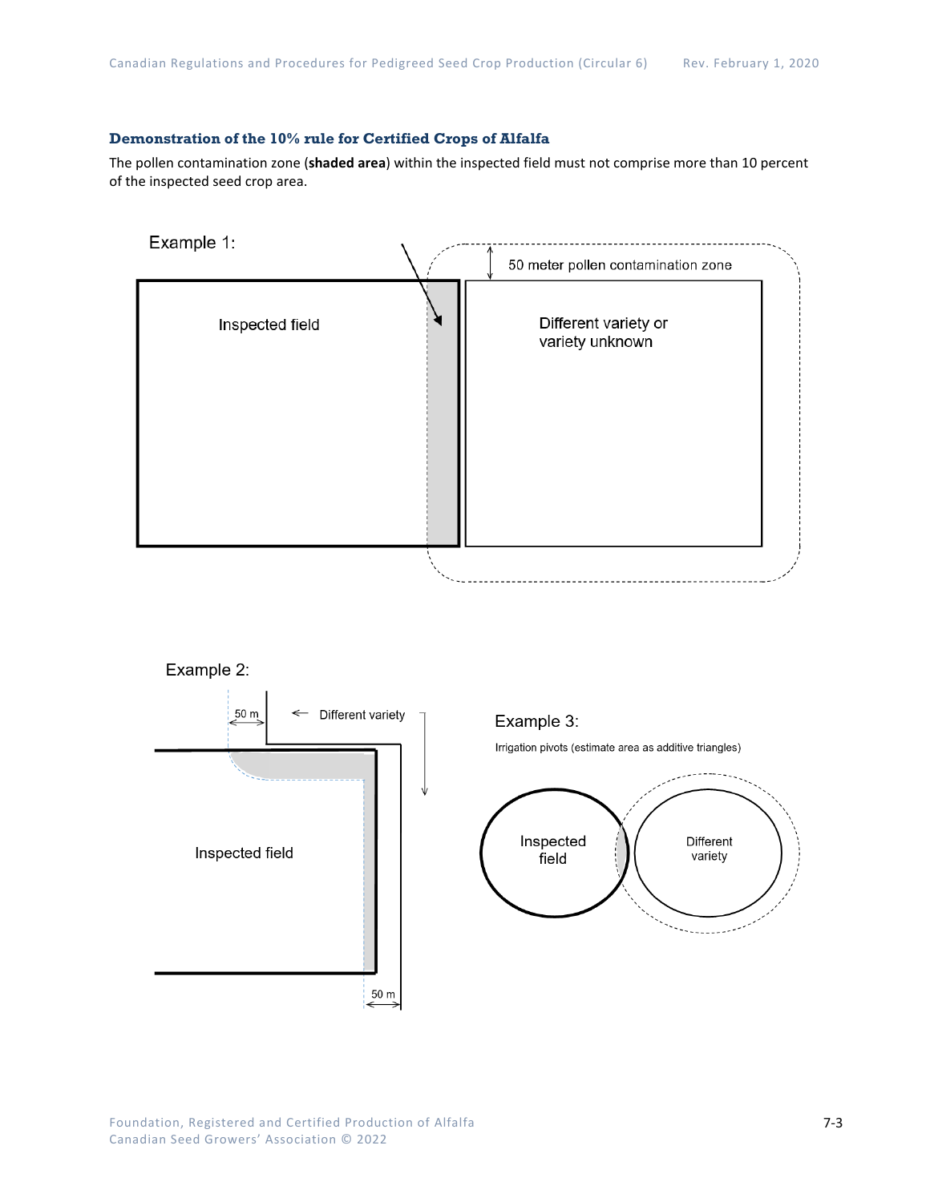### Demonstration of the 10% rule for Certified Crops of Alfalfa

The pollen contamination zone (**shaded area**) within the inspected field must not comprise more than 10 percent of the inspected seed crop area.

Example 1:

50 meter pollen contamination zone

Inspected field

Different variety or variety unknown

Example 2:

50 m

Different variety

Inspected field

50 m

Example 3:

Irrigation pivots (estimate area as additive triangles)

Inspected field

Different variety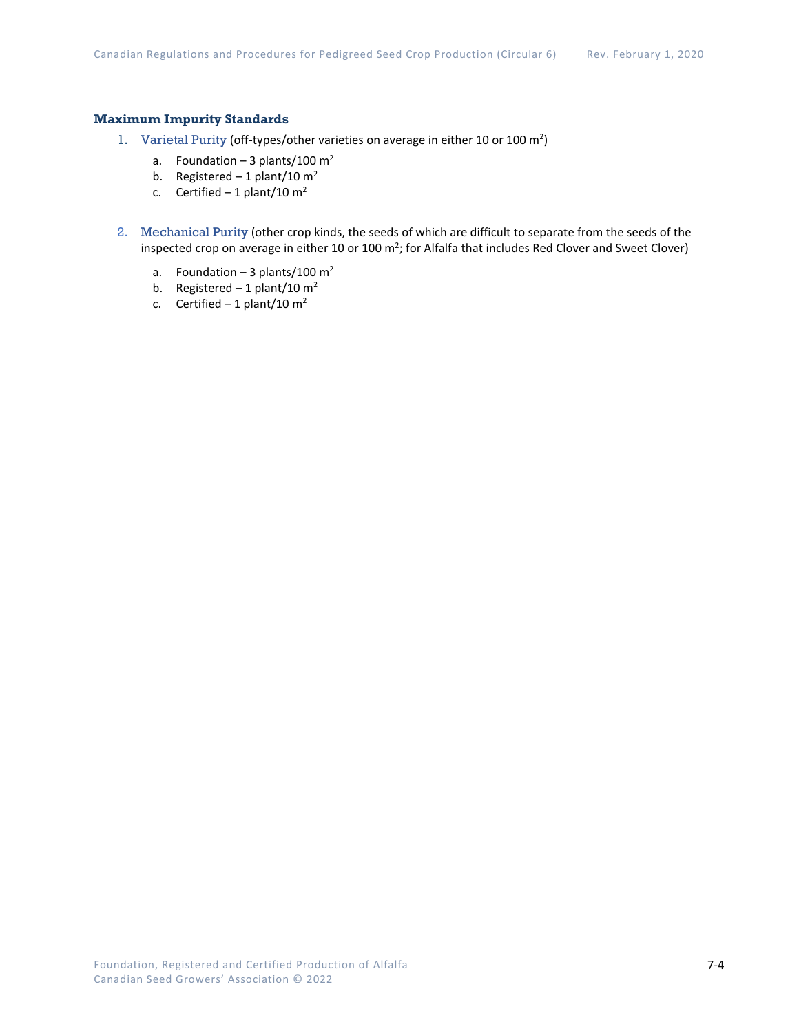### Maximum Impurity Standards

1. Varietal Purity (off-types/other varieties on average in either 10 or 100 $m^2$)
   a. Foundation – 3 plants/100 $m^2$
   b. Registered – 1 plant/10 $m^2$
   c. Certified – 1 plant/10 $m^2$

2. Mechanical Purity (other crop kinds, the seeds of which are difficult to separate from the seeds of the inspected crop on average in either 10 or 100 $m^2$; for Alfalfa that includes Red Clover and Sweet Clover)
   a. Foundation – 3 plants/100 $m^2$
   b. Registered – 1 plant/10 $m^2$
   c. Certified – 1 plant/10 $m^2$